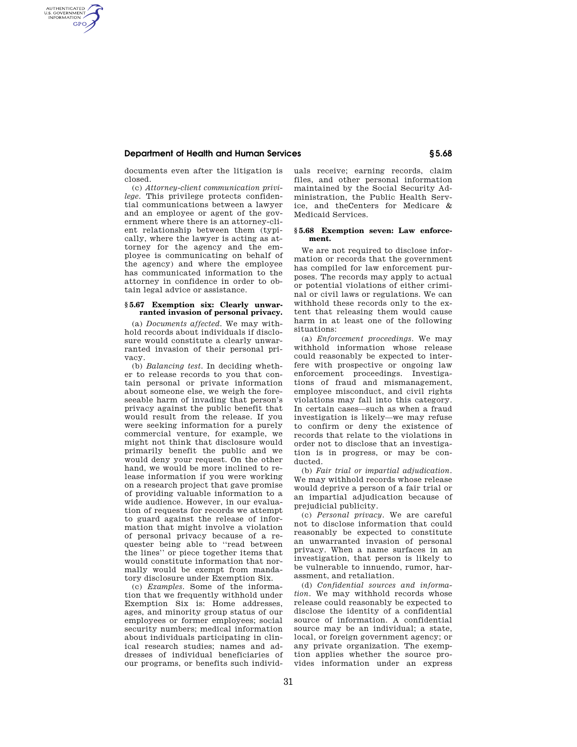documents even after the litigation is closed.

(c) *Attorney-client communication privilege.* This privilege protects confidential communications between a lawyer and an employee or agent of the government where there is an attorney-client relationship between them (typically, where the lawyer is acting as attorney for the agency and the employee is communicating on behalf of the agency) and where the employee has communicated information to the attorney in confidence in order to obtain legal advice or assistance.

### § 5.67 Exemption six: Clearly unwarranted invasion of personal privacy.

(a) *Documents affected.* We may withhold records about individuals if disclosure would constitute a clearly unwarranted invasion of their personal privacy.

(b) *Balancing test.* In deciding whether to release records to you that contain personal or private information about someone else, we weigh the foreseeable harm of invading that person's privacy against the public benefit that would result from the release. If you were seeking information for a purely commercial venture, for example, we might not think that disclosure would primarily benefit the public and we would deny your request. On the other hand, we would be more inclined to release information if you were working on a research project that gave promise of providing valuable information to a wide audience. However, in our evaluation of requests for records we attempt to guard against the release of information that might involve a violation of personal privacy because of a requester being able to ''read between the lines'' or piece together items that would constitute information that normally would be exempt from mandatory disclosure under Exemption Six.

(c) *Examples.* Some of the information that we frequently withhold under Exemption Six is: Home addresses, ages, and minority group status of our employees or former employees; social security numbers; medical information about individuals participating in clinical research studies; names and addresses of individual beneficiaries of our programs, or benefits such individuals receive; earning records, claim files, and other personal information maintained by the Social Security Administration, the Public Health Service, and theCenters for Medicare & Medicaid Services.

### § 5.68 Exemption seven: Law enforcement.

We are not required to disclose information or records that the government has compiled for law enforcement purposes. The records may apply to actual or potential violations of either criminal or civil laws or regulations. We can withhold these records only to the extent that releasing them would cause harm in at least one of the following situations:

(a) *Enforcement proceedings.* We may withhold information whose release could reasonably be expected to interfere with prospective or ongoing law enforcement proceedings. Investigations of fraud and mismanagement, employee misconduct, and civil rights violations may fall into this category. In certain cases—such as when a fraud investigation is likely—we may refuse to confirm or deny the existence of records that relate to the violations in order not to disclose that an investigation is in progress, or may be conducted.

(b) *Fair trial or impartial adjudication.* We may withhold records whose release would deprive a person of a fair trial or an impartial adjudication because of prejudicial publicity.

(c) *Personal privacy.* We are careful not to disclose information that could reasonably be expected to constitute an unwarranted invasion of personal privacy. When a name surfaces in an investigation, that person is likely to be vulnerable to innuendo, rumor, harassment, and retaliation.

(d) *Confidential sources and information.* We may withhold records whose release could reasonably be expected to disclose the identity of a confidential source of information. A confidential source may be an individual; a state, local, or foreign government agency; or any private organization. The exemption applies whether the source provides information under an express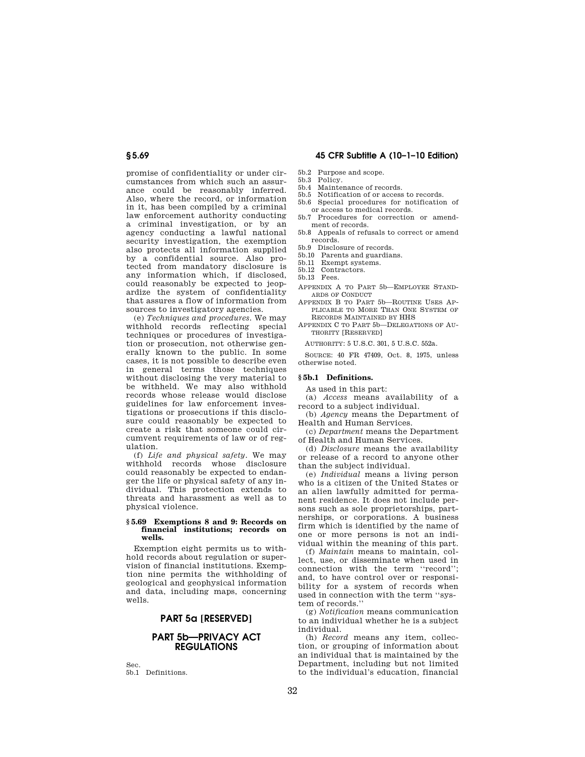promise of confidentiality or under circumstances from which such an assurance could be reasonably inferred. Also, where the record, or information in it, has been compiled by a criminal law enforcement authority conducting a criminal investigation, or by an agency conducting a lawful national security investigation, the exemption also protects all information supplied by a confidential source. Also protected from mandatory disclosure is any information which, if disclosed, could reasonably be expected to jeopardize the system of confidentiality that assures a flow of information from sources to investigatory agencies.

(e) *Techniques and procedures.* We may withhold records reflecting special techniques or procedures of investigation or prosecution, not otherwise generally known to the public. In some cases, it is not possible to describe even in general terms those techniques without disclosing the very material to be withheld. We may also withhold records whose release would disclose guidelines for law enforcement investigations or prosecutions if this disclosure could reasonably be expected to create a risk that someone could circumvent requirements of law or of regulation.

(f) *Life and physical safety.* We may withhold records whose disclosure could reasonably be expected to endanger the life or physical safety of any individual. This protection extends to threats and harassment as well as to physical violence.

### § 5.69 Exemptions 8 and 9: Records on financial institutions; records on wells.

Exemption eight permits us to withhold records about regulation or supervision of financial institutions. Exemption nine permits the withholding of geological and geophysical information and data, including maps, concerning wells.

## PART 5a [RESERVED]

## PART 5b—PRIVACY ACT REGULATIONS

Sec.
5b.1 Definitions.
5b.2 Purpose and scope.
5b.3 Policy.
5b.4 Maintenance of records.
5b.5 Notification of or access to records.
5b.6 Special procedures for notification of or access to medical records.
5b.7 Procedures for correction or amendment of records.
5b.8 Appeals of refusals to correct or amend records.
5b.9 Disclosure of records.
5b.10 Parents and guardians.
5b.11 Exempt systems.
5b.12 Contractors.
5b.13 Fees.

APPENDIX A TO PART 5b—EMPLOYEE STANDARDS OF CONDUCT

APPENDIX B TO PART 5b—ROUTINE USES APPLICABLE TO MORE THAN ONE SYSTEM OF RECORDS MAINTAINED BY HHS

APPENDIX C TO PART 5b—DELEGATIONS OF AUTHORITY [RESERVED]

AUTHORITY: 5 U.S.C. 301, 5 U.S.C. 552a.

SOURCE: 40 FR 47409, Oct. 8, 1975, unless otherwise noted.

### § 5b.1 Definitions.

As used in this part:

(a) *Access* means availability of a record to a subject individual.

(b) *Agency* means the Department of Health and Human Services.

(c) *Department* means the Department of Health and Human Services.

(d) *Disclosure* means the availability or release of a record to anyone other than the subject individual.

(e) *Individual* means a living person who is a citizen of the United States or an alien lawfully admitted for permanent residence. It does not include persons such as sole proprietorships, partnerships, or corporations. A business firm which is identified by the name of one or more persons is not an individual within the meaning of this part.

(f) *Maintain* means to maintain, collect, use, or disseminate when used in connection with the term ''record''; and, to have control over or responsibility for a system of records when used in connection with the term ''system of records.''

(g) *Notification* means communication to an individual whether he is a subject individual.

(h) *Record* means any item, collection, or grouping of information about an individual that is maintained by the Department, including but not limited to the individual's education, financial